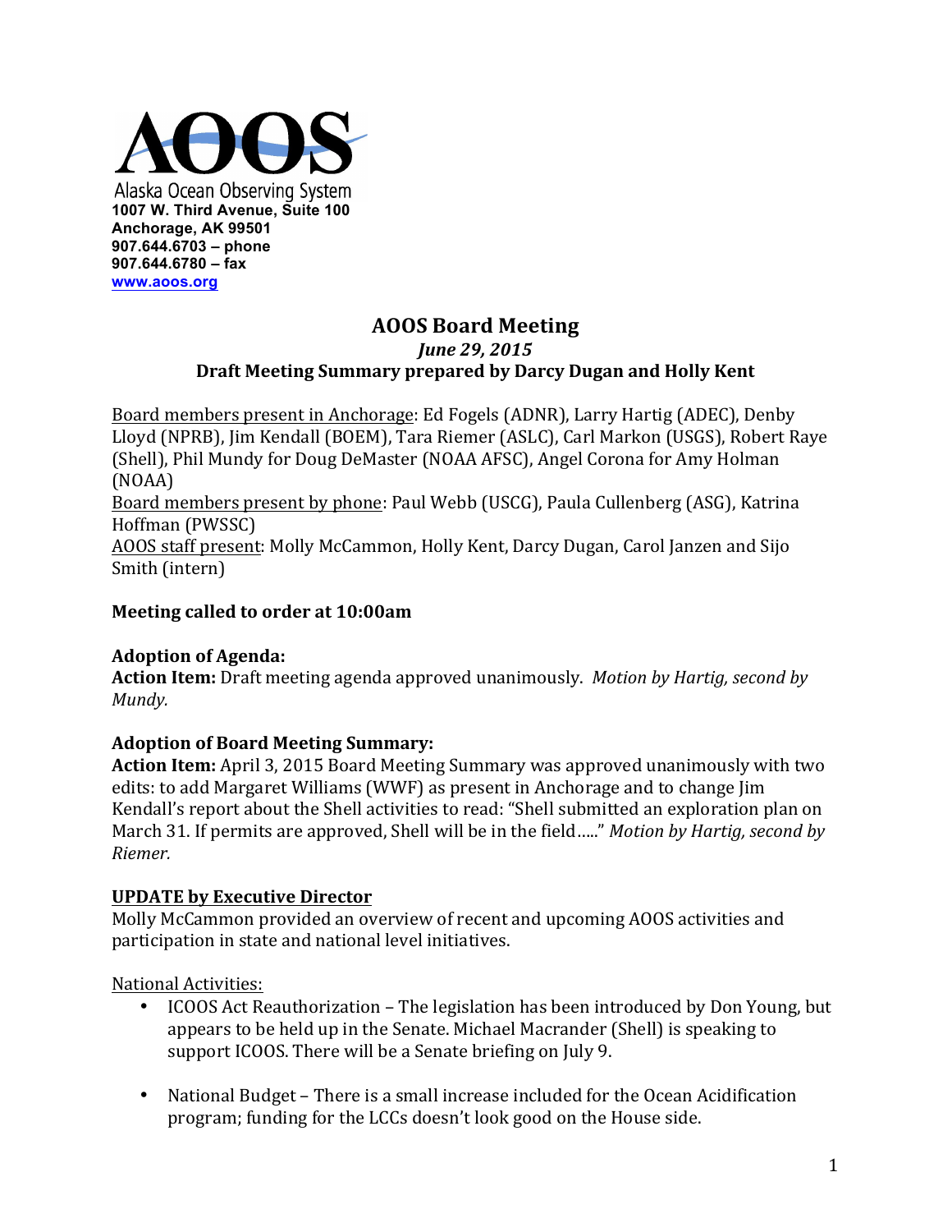AOOS

Alaska Ocean Observing System
**1007 W. Third Avenue, Suite 100**
**Anchorage, AK 99501**
**907.644.6703 – phone**
**907.644.6780 – fax**
**www.aoos.org**

# AOOS Board Meeting

***June 29, 2015***

**Draft Meeting Summary prepared by Darcy Dugan and Holly Kent**

Board members present in Anchorage: Ed Fogels (ADNR), Larry Hartig (ADEC), Denby Lloyd (NPRB), Jim Kendall (BOEM), Tara Riemer (ASLC), Carl Markon (USGS), Robert Raye (Shell), Phil Mundy for Doug DeMaster (NOAA AFSC), Angel Corona for Amy Holman (NOAA)

Board members present by phone: Paul Webb (USCG), Paula Cullenberg (ASG), Katrina Hoffman (PWSSC)

AOOS staff present: Molly McCammon, Holly Kent, Darcy Dugan, Carol Janzen and Sijo Smith (intern)

**Meeting called to order at 10:00am**

**Adoption of Agenda:**

**Action Item:** Draft meeting agenda approved unanimously. *Motion by Hartig, second by Mundy.*

**Adoption of Board Meeting Summary:**

**Action Item:** April 3, 2015 Board Meeting Summary was approved unanimously with two edits: to add Margaret Williams (WWF) as present in Anchorage and to change Jim Kendall's report about the Shell activities to read: "Shell submitted an exploration plan on March 31. If permits are approved, Shell will be in the field….." *Motion by Hartig, second by Riemer.*

**UPDATE by Executive Director**

Molly McCammon provided an overview of recent and upcoming AOOS activities and participation in state and national level initiatives.

National Activities:

- ICOOS Act Reauthorization – The legislation has been introduced by Don Young, but appears to be held up in the Senate. Michael Macrander (Shell) is speaking to support ICOOS. There will be a Senate briefing on July 9.
- National Budget – There is a small increase included for the Ocean Acidification program; funding for the LCCs doesn't look good on the House side.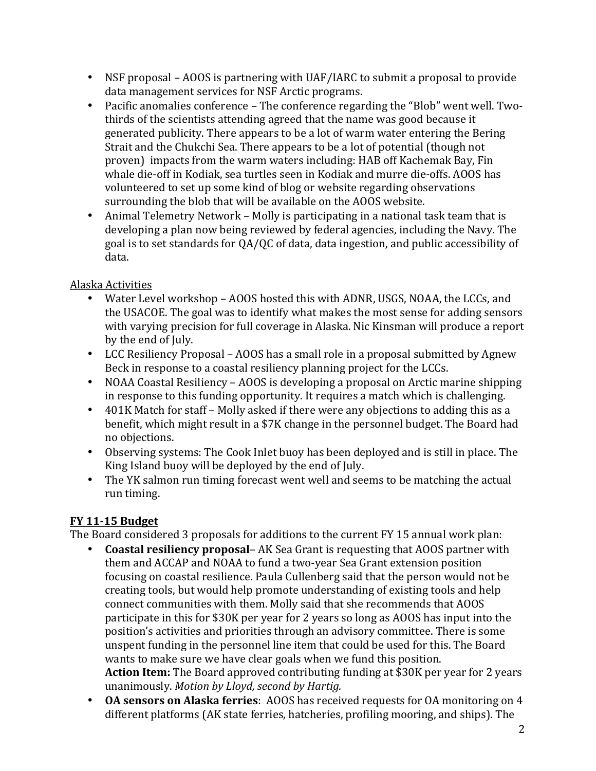- NSF proposal – AOOS is partnering with UAF/IARC to submit a proposal to provide data management services for NSF Arctic programs.
- Pacific anomalies conference – The conference regarding the "Blob" went well. Two-thirds of the scientists attending agreed that the name was good because it generated publicity. There appears to be a lot of warm water entering the Bering Strait and the Chukchi Sea. There appears to be a lot of potential (though not proven) impacts from the warm waters including: HAB off Kachemak Bay, Fin whale die-off in Kodiak, sea turtles seen in Kodiak and murre die-offs. AOOS has volunteered to set up some kind of blog or website regarding observations surrounding the blob that will be available on the AOOS website.
- Animal Telemetry Network – Molly is participating in a national task team that is developing a plan now being reviewed by federal agencies, including the Navy. The goal is to set standards for QA/QC of data, data ingestion, and public accessibility of data.

Alaska Activities

- Water Level workshop – AOOS hosted this with ADNR, USGS, NOAA, the LCCs, and the USACOE. The goal was to identify what makes the most sense for adding sensors with varying precision for full coverage in Alaska. Nic Kinsman will produce a report by the end of July.
- LCC Resiliency Proposal – AOOS has a small role in a proposal submitted by Agnew Beck in response to a coastal resiliency planning project for the LCCs.
- NOAA Coastal Resiliency – AOOS is developing a proposal on Arctic marine shipping in response to this funding opportunity. It requires a match which is challenging.
- 401K Match for staff – Molly asked if there were any objections to adding this as a benefit, which might result in a $7K change in the personnel budget. The Board had no objections.
- Observing systems: The Cook Inlet buoy has been deployed and is still in place. The King Island buoy will be deployed by the end of July.
- The YK salmon run timing forecast went well and seems to be matching the actual run timing.

**FY 11-15 Budget**

The Board considered 3 proposals for additions to the current FY 15 annual work plan:

- **Coastal resiliency proposal**– AK Sea Grant is requesting that AOOS partner with them and ACCAP and NOAA to fund a two-year Sea Grant extension position focusing on coastal resilience. Paula Cullenberg said that the person would not be creating tools, but would help promote understanding of existing tools and help connect communities with them. Molly said that she recommends that AOOS participate in this for $30K per year for 2 years so long as AOOS has input into the position's activities and priorities through an advisory committee. There is some unspent funding in the personnel line item that could be used for this. The Board wants to make sure we have clear goals when we fund this position.
  **Action Item:** The Board approved contributing funding at $30K per year for 2 years unanimously. *Motion by Lloyd, second by Hartig.*
- **OA sensors on Alaska ferries**: AOOS has received requests for OA monitoring on 4 different platforms (AK state ferries, hatcheries, profiling mooring, and ships). The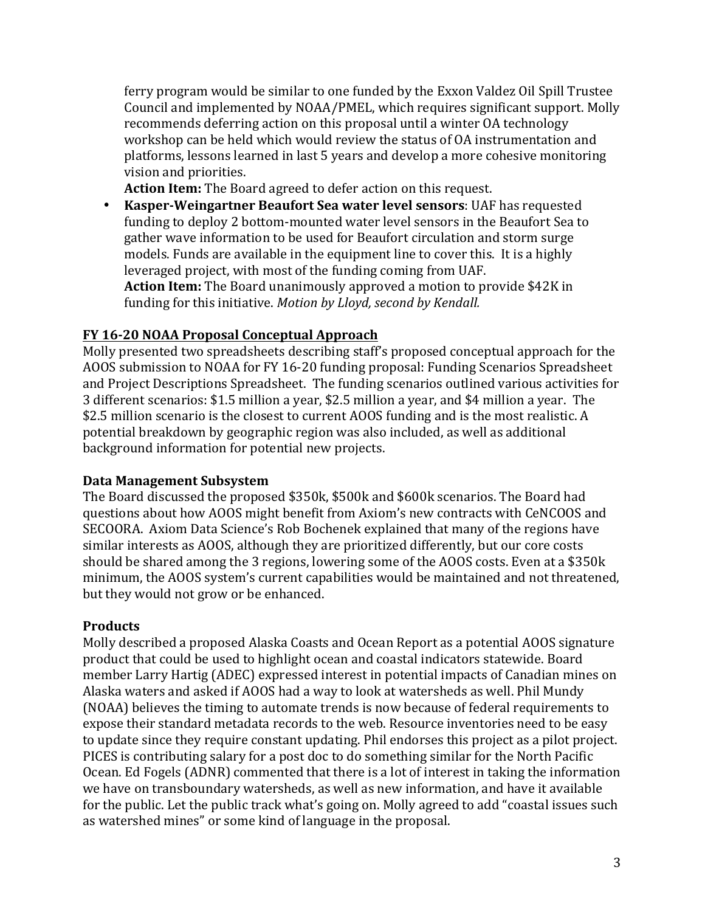ferry program would be similar to one funded by the Exxon Valdez Oil Spill Trustee Council and implemented by NOAA/PMEL, which requires significant support. Molly recommends deferring action on this proposal until a winter OA technology workshop can be held which would review the status of OA instrumentation and platforms, lessons learned in last 5 years and develop a more cohesive monitoring vision and priorities.

**Action Item:** The Board agreed to defer action on this request.

- **Kasper-Weingartner Beaufort Sea water level sensors**: UAF has requested funding to deploy 2 bottom-mounted water level sensors in the Beaufort Sea to gather wave information to be used for Beaufort circulation and storm surge models. Funds are available in the equipment line to cover this. It is a highly leveraged project, with most of the funding coming from UAF.

  **Action Item:** The Board unanimously approved a motion to provide $42K in funding for this initiative. *Motion by Lloyd, second by Kendall.*

**FY 16-20 NOAA Proposal Conceptual Approach**

Molly presented two spreadsheets describing staff's proposed conceptual approach for the AOOS submission to NOAA for FY 16-20 funding proposal: Funding Scenarios Spreadsheet and Project Descriptions Spreadsheet. The funding scenarios outlined various activities for 3 different scenarios: $1.5 million a year, $2.5 million a year, and $4 million a year. The $2.5 million scenario is the closest to current AOOS funding and is the most realistic. A potential breakdown by geographic region was also included, as well as additional background information for potential new projects.

**Data Management Subsystem**

The Board discussed the proposed $350k, $500k and $600k scenarios. The Board had questions about how AOOS might benefit from Axiom's new contracts with CeNCOOS and SECOORA. Axiom Data Science's Rob Bochenek explained that many of the regions have similar interests as AOOS, although they are prioritized differently, but our core costs should be shared among the 3 regions, lowering some of the AOOS costs. Even at a $350k minimum, the AOOS system's current capabilities would be maintained and not threatened, but they would not grow or be enhanced.

**Products**

Molly described a proposed Alaska Coasts and Ocean Report as a potential AOOS signature product that could be used to highlight ocean and coastal indicators statewide. Board member Larry Hartig (ADEC) expressed interest in potential impacts of Canadian mines on Alaska waters and asked if AOOS had a way to look at watersheds as well. Phil Mundy (NOAA) believes the timing to automate trends is now because of federal requirements to expose their standard metadata records to the web. Resource inventories need to be easy to update since they require constant updating. Phil endorses this project as a pilot project. PICES is contributing salary for a post doc to do something similar for the North Pacific Ocean. Ed Fogels (ADNR) commented that there is a lot of interest in taking the information we have on transboundary watersheds, as well as new information, and have it available for the public. Let the public track what's going on. Molly agreed to add "coastal issues such as watershed mines" or some kind of language in the proposal.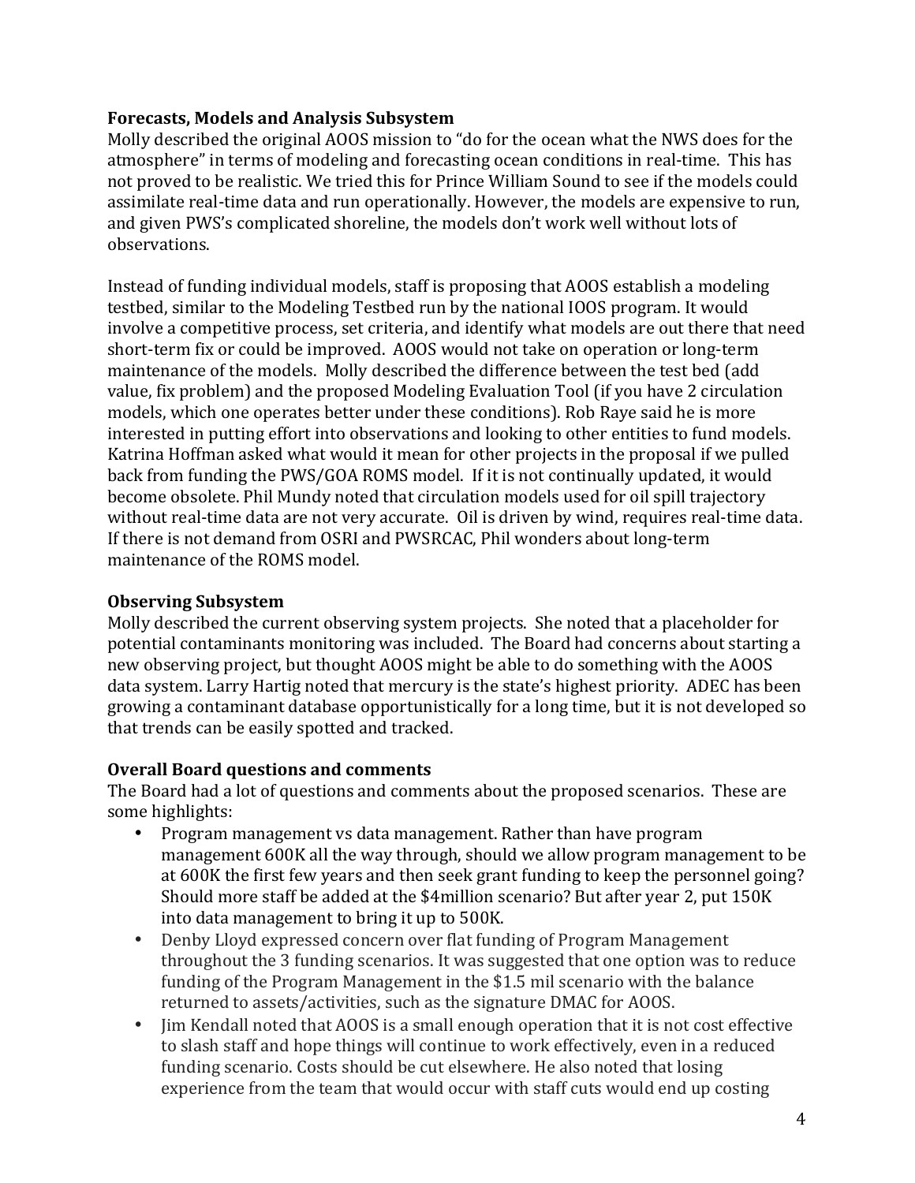**Forecasts, Models and Analysis Subsystem**

Molly described the original AOOS mission to "do for the ocean what the NWS does for the atmosphere" in terms of modeling and forecasting ocean conditions in real-time. This has not proved to be realistic. We tried this for Prince William Sound to see if the models could assimilate real-time data and run operationally. However, the models are expensive to run, and given PWS's complicated shoreline, the models don't work well without lots of observations.

Instead of funding individual models, staff is proposing that AOOS establish a modeling testbed, similar to the Modeling Testbed run by the national IOOS program. It would involve a competitive process, set criteria, and identify what models are out there that need short-term fix or could be improved. AOOS would not take on operation or long-term maintenance of the models. Molly described the difference between the test bed (add value, fix problem) and the proposed Modeling Evaluation Tool (if you have 2 circulation models, which one operates better under these conditions). Rob Raye said he is more interested in putting effort into observations and looking to other entities to fund models. Katrina Hoffman asked what would it mean for other projects in the proposal if we pulled back from funding the PWS/GOA ROMS model. If it is not continually updated, it would become obsolete. Phil Mundy noted that circulation models used for oil spill trajectory without real-time data are not very accurate. Oil is driven by wind, requires real-time data. If there is not demand from OSRI and PWSRCAC, Phil wonders about long-term maintenance of the ROMS model.

**Observing Subsystem**

Molly described the current observing system projects. She noted that a placeholder for potential contaminants monitoring was included. The Board had concerns about starting a new observing project, but thought AOOS might be able to do something with the AOOS data system. Larry Hartig noted that mercury is the state's highest priority. ADEC has been growing a contaminant database opportunistically for a long time, but it is not developed so that trends can be easily spotted and tracked.

**Overall Board questions and comments**

The Board had a lot of questions and comments about the proposed scenarios. These are some highlights:

- Program management vs data management. Rather than have program management 600K all the way through, should we allow program management to be at 600K the first few years and then seek grant funding to keep the personnel going? Should more staff be added at the $4million scenario? But after year 2, put 150K into data management to bring it up to 500K.
- Denby Lloyd expressed concern over flat funding of Program Management throughout the 3 funding scenarios. It was suggested that one option was to reduce funding of the Program Management in the $1.5 mil scenario with the balance returned to assets/activities, such as the signature DMAC for AOOS.
- Jim Kendall noted that AOOS is a small enough operation that it is not cost effective to slash staff and hope things will continue to work effectively, even in a reduced funding scenario. Costs should be cut elsewhere. He also noted that losing experience from the team that would occur with staff cuts would end up costing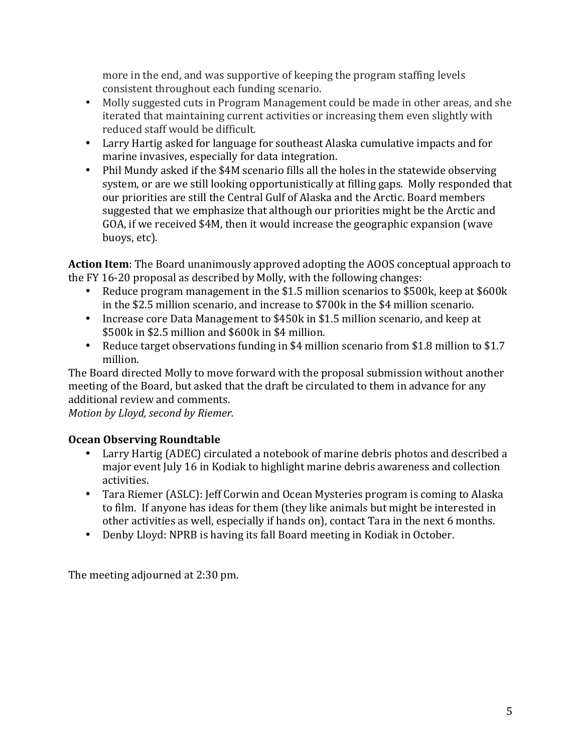more in the end, and was supportive of keeping the program staffing levels consistent throughout each funding scenario.

- Molly suggested cuts in Program Management could be made in other areas, and she iterated that maintaining current activities or increasing them even slightly with reduced staff would be difficult.
- Larry Hartig asked for language for southeast Alaska cumulative impacts and for marine invasives, especially for data integration.
- Phil Mundy asked if the $4M scenario fills all the holes in the statewide observing system, or are we still looking opportunistically at filling gaps. Molly responded that our priorities are still the Central Gulf of Alaska and the Arctic. Board members suggested that we emphasize that although our priorities might be the Arctic and GOA, if we received $4M, then it would increase the geographic expansion (wave buoys, etc).

**Action Item**: The Board unanimously approved adopting the AOOS conceptual approach to the FY 16-20 proposal as described by Molly, with the following changes:

- Reduce program management in the $1.5 million scenarios to $500k, keep at $600k in the $2.5 million scenario, and increase to $700k in the $4 million scenario.
- Increase core Data Management to $450k in $1.5 million scenario, and keep at $500k in $2.5 million and $600k in $4 million.
- Reduce target observations funding in $4 million scenario from $1.8 million to $1.7 million.

The Board directed Molly to move forward with the proposal submission without another meeting of the Board, but asked that the draft be circulated to them in advance for any additional review and comments.

*Motion by Lloyd, second by Riemer.*

**Ocean Observing Roundtable**

- Larry Hartig (ADEC) circulated a notebook of marine debris photos and described a major event July 16 in Kodiak to highlight marine debris awareness and collection activities.
- Tara Riemer (ASLC): Jeff Corwin and Ocean Mysteries program is coming to Alaska to film. If anyone has ideas for them (they like animals but might be interested in other activities as well, especially if hands on), contact Tara in the next 6 months.
- Denby Lloyd: NPRB is having its fall Board meeting in Kodiak in October.

The meeting adjourned at 2:30 pm.